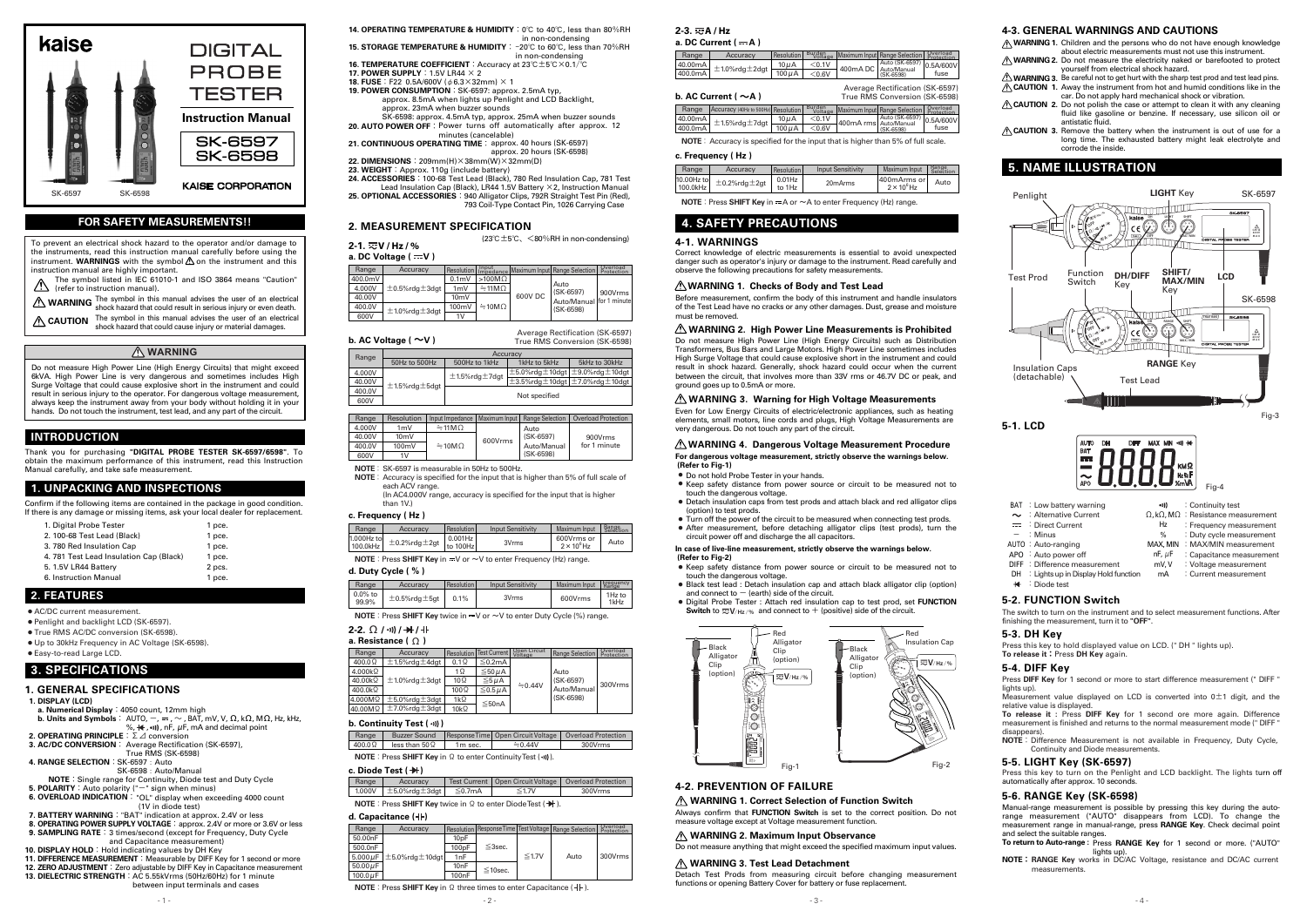# kaise

# DIGITAL PROBE TESTER

**Instruction Manual**

**SK-6597**
**SK-6598**

SK-6597 SK-6598

**KAISE CORPORATION**

## FOR SAFETY MEASUREMENTS!!

To prevent an electrical shock hazard to the operator and/or damage to the instruments, read this instruction manual carefully before using the instrument. **WARNINGS** with the symbol ⚠ on the instrument and this instruction manual are highly important.

⚠ The symbol listed in IEC 61010-1 and ISO 3864 means "Caution" (refer to instruction manual).

⚠ **WARNING** The symbol in this manual advises the user of an electrical shock hazard that could result in serious injury or even death.

⚠ **CAUTION** The symbol in this manual advises the user of an electrical shock hazard that could cause injury or material damages.

### ⚠ WARNING

Do not measure High Power Line (High Energy Circuits) that might exceed 6kVA. High Power Line is very dangerous and sometimes includes High Surge Voltage that could cause explosive short in the instrument and could result in serious injury to the operator. For dangerous voltage measurement, always keep the instrument away from your body without holding it in your hands. Do not touch the instrument, test lead, and any part of the circuit.

## INTRODUCTION

Thank you for purchasing **"DIGITAL PROBE TESTER SK-6597/6598"**. To obtain the maximum performance of this instrument, read this Instruction Manual carefully, and take safe measurement.

## 1. UNPACKING AND INSPECTIONS

Confirm if the following items are contained in the package in good condition. If there is any damage or missing items, ask your local dealer for replacement.

1. Digital Probe Tester 1 pce.
2. 100-68 Test Lead (Black) 1 pce.
3. 780 Red Insulation Cap 1 pce.
4. 781 Test Lead Insulation Cap (Black) 1 pce.
5. 1.5V LR44 Battery 2 pcs.
6. Instruction Manual 1 pce.

## 2. FEATURES

- AC/DC current measurement.
- Penlight and backlight LCD (SK-6597).
- True RMS AC/DC conversion (SK-6598).
- Up to 30kHz Frequency in AC Voltage (SK-6598).
- Easy-to-read Large LCD.

## 3. SPECIFICATIONS

### 1. GENERAL SPECIFICATIONS

**1. DISPLAY (LCD)**
 **a. Numerical Display**: 4050 count, 12mm high
 **b. Units and Symbols**: AUTO, −, ⎓, ~, BAT, mV, V, Ω, kΩ, MΩ, Hz, kHz, %, ⊣◀, ·))), nF, μF, mA and decimal point

**2. OPERATING PRINCIPLE**: Σ Δ conversion

**3. AC/DC CONVERSION**: Average Rectification (SK-6597), True RMS (SK-6598)

**4. RANGE SELECTION**: SK-6597: Auto
 SK-6598: Auto/Manual
 **NOTE**: Single range for Continuity, Diode test and Duty Cycle

**5. POLARITY**: Auto polarity ("−" sign when minus)

**6. OVERLOAD INDICATION**: "OL" display when exceeding 4000 count (1V in diode test)

**7. BATTERY WARNING**: "BAT" indication at approx. 2.4V or less

**8. OPERATING POWER SUPPLY VOLTAGE**: approx. 2.4V or more or 3.6V or less

**9. SAMPLING RATE**: 3 times/second (except for Frequency, Duty Cycle and Capacitance measurement)

**10. DISPLAY HOLD**: Hold indicating values by DH Key

**11. DIFFERENCE MEASUREMENT**: Measurable by DIFF Key for 1 second or more

**12. ZERO ADJUSTMENT**: Zero adjustable by DIFF Key in Capacitance measurement

**13. DIELECTRIC STRENGTH**: AC 5.55kVrms (50Hz/60Hz) for 1 minute between input terminals and cases

**14. OPERATING TEMPERATURE & HUMIDITY**: 0℃ to 40℃, less than 80%RH in non-condensing

**15. STORAGE TEMPERATURE & HUMIDITY**: −20℃ to 60℃, less than 70%RH in non-condensing

**16. TEMPERATURE COEFFICIENT**: Accuracy at 23℃±5℃×0.1/℃

**17. POWER SUPPLY**: 1.5V LR44 × 2

**18. FUSE**: F22 0.5A/600V (φ6.3×32mm) × 1

**19. POWER CONSUMPTION**: SK-6597: approx. 2.5mA typ, approx. 8.5mA when lights up Penlight and LCD Backlight, approx. 23mA when buzzer sounds
 SK-6598: approx. 4.5mA typ, approx. 25mA when buzzer sounds

**20. AUTO POWER OFF**: Power turns off automatically after approx. 12 minutes (cancelable)

**21. CONTINUOUS OPERATING TIME**: approx. 40 hours (SK-6597) approx. 20 hours (SK-6598)

**22. DIMENSIONS**: 209mm(H)×38mm(W)×32mm(D)

**23. WEIGHT**: Approx. 110g (include battery)

**24. ACCESSORIES**: 100-68 Test Lead (Black), 780 Red Insulation Cap, 781 Test Lead Insulation Cap (Black), LR44 1.5V Battery ×2, Instruction Manual

**25. OPTIONAL ACCESSORIES**: 940 Alligator Clips, 792R Straight Test Pin (Red), 793 Coil-Type Contact Pin, 1026 Carrying Case

## 2. MEASUREMENT SPECIFICATION

(23℃±5℃, <80%RH in non-condensing)

### 2-1. ⎓V / Hz / %

**a. DC Voltage (⎓V)**

| Range | Accuracy | Resolution | Input Impedance | Maximum Input | Range Selection | Overload Protection |
|---|---|---|---|---|---|---|
| 400.0mV | ±0.5%rdg±3dgt | 0.1mV | >100MΩ | 600V DC | Auto (SK-6597) Auto/Manual (SK-6598) | 900Vrms for 1 minute |
| 4.000V | | 1mV | ≒11MΩ | | | |
| 40.00V | | 10mV | ≒10MΩ | | | |
| 400.0V | ±1.0%rdg±3dgt | 100mV | | | | |
| 600V | | 1V | | | | |

**b. AC Voltage (~V)**

Average Rectification (SK-6597)
True RMS Conversion (SK-6598)

| Range | Accuracy 50Hz to 500Hz | 500Hz to 1kHz | 1kHz to 5kHz | 5kHz to 30kHz |
|---|---|---|---|---|
| 4.000V | ±1.5%rdg±5dgt | ±1.5%rdg±7dgt | ±5.0%rdg±10dgt | ±9.0%rdg±10dgt |
| 40.00V | | | ±3.5%rdg±10dgt | ±7.0%rdg±10dgt |
| 400.0V | | Not specified | | |
| 600V | | | | |

| Range | Resolution | Input Impedance | Maximum Input | Range Selection | Overload Protection |
|---|---|---|---|---|---|
| 4.000V | 1mV | ≒11MΩ | 600Vrms | Auto (SK-6597) Auto/Manual (SK-6598) | 900Vrms for 1 minute |
| 40.00V | 10mV | ≒10MΩ | | | |
| 400.0V | 100mV | | | | |
| 600V | 1V | | | | |

**NOTE**: SK-6597 is measurable in 50Hz to 500Hz.
**NOTE**: Accuracy is specified for the input that is higher than 5% of full scale of each ACV range.
(In AC4.000V range, accuracy is specified for the input that is higher than 1V.)

**c. Frequency (Hz)**

| Range | Accuracy | Resolution | Input Sensitivity | Maximum Input | Range Selection |
|---|---|---|---|---|---|
| 1.000Hz to 100.0kHz | ±0.2%rdg±2dgt | 0.001Hz to 100Hz | 3Vrms | 600Vrms or $2\times10^6$ Hz | Auto |

**NOTE**: Press **SHIFT Key** in ⎓V or ~V to enter Frequency (Hz) range.

**d. Duty Cycle (%)**

| Range | Accuracy | Resolution | Input Sensitivity | Maximum Input | Frequency Range |
|---|---|---|---|---|---|
| 0.0% to 99.9% | ±0.5%rdg±5gt | 0.1% | 3Vrms | 600Vrms | 1Hz to 1kHz |

**NOTE**: Press **SHIFT Key** twice in ⎓V or ~V to enter Duty Cycle (%) range.

### 2-2. Ω / ·))) / ⊣◀ / ⊣⊢

**a. Resistance (Ω)**

| Range | Accuracy | Resolution | Test Current | Open Circuit Voltage | Range Selection | Overload Protection |
|---|---|---|---|---|---|---|
| 400.0Ω | ±1.5%rdg±4dgt | 0.1Ω | ≦0.2mA | ≒0.44V | Auto (SK-6597) Auto/Manual (SK-6598) | 300Vrms |
| 4.000kΩ | ±1.0%rdg±3dgt | 1Ω | ≦50μA | | | |
| 40.00kΩ | | 10Ω | ≦5μA | | | |
| 400.0kΩ | | 100Ω | ≦0.5μA | | | |
| 4.000MΩ | ±5.0%rdg±3dgt | 1kΩ | ≦50nA | | | |
| 40.00MΩ | ±7.0%rdg±3dgt | 10kΩ | | | | |

**b. Continuity Test (·)))**

| Range | Buzzer Sound | Response Time | Open Circuit Voltage | Overload Protection |
|---|---|---|---|---|
| 400.0Ω | less than 50Ω | 1ms sec. | ≒0.44V | 300Vrms |

**NOTE**: Press **SHIFT Key** in Ω to enter Continuity Test (·))).

**c. Diode Test (⊣◀)**

| Range | Accuracy | Test Current | Open Circuit Voltage | Overload Protection |
|---|---|---|---|---|
| 1.000V | ±5.0%rdg±3dgt | ≦0.7mA | ≦1.7V | 300Vrms |

**NOTE**: Press **SHIFT Key** twice in Ω to enter Diode Test (⊣◀).

**d. Capacitance (⊣⊢)**

| Range | Accuracy | Resolution | Response Time | Test Voltage | Range Selection | Overload Protection |
|---|---|---|---|---|---|---|
| 50.00nF | ±5.0%rdg±10dgt | 10pF | ≦3sec. | ≦1.7V | Auto | 300Vrms |
| 500.0nF | | 100pF | | | | |
| 5.000μF | | 1nF | | | | |
| 50.00μF | | 10nF | ≦10sec. | | | |
| 100.0μF | | 100nF | | | | |

**NOTE**: Press **SHIFT Key** in Ω three times to enter Capacitance (⊣⊢).

### 2-3. ⎓A / Hz

**a. DC Current (⎓A)**

| Range | Accuracy | Resolution | Burden Voltage | Maximum Input | Range Selection | Overload Protection |
|---|---|---|---|---|---|---|
| 40.00mA | ±1.0%rdg±2dgt | 10μA | <0.1V | 400mA DC | Auto (SK-6597) Auto/Manual (SK-6598) | 0.5A/600V fuse |
| 400.0mA | | 100μA | <0.8V | | | |

**b. AC Current (~A)**

Average Rectification (SK-6597)
True RMS Conversion (SK-6598)

| Range | Accuracy (40Hz to 500Hz) | Resolution | Burden Voltage | Maximum Input | Range Selection | Overload Protection |
|---|---|---|---|---|---|---|
| 40.00mA | ±1.5%rdg±7dgt | 10μA | <0.1V | 400mA rms | Auto (SK-6597) Auto/Manual (SK-6598) | 0.5A/600V fuse |
| 400.0mA | | 100μA | <0.6V | | | |

**NOTE**: Accuracy is specified for the input that is higher than 5% of full scale.

**c. Frequency (Hz)**

| Range | Accuracy | Resolution | Input Sensitivity | Maximum Input | Range Selection |
|---|---|---|---|---|---|
| 10.00Hz to 100.0kHz | ±0.2%rdg±2gt | 0.01Hz to 1Hz | 20mArms | 400mArms or $2\times10^6$ Hz | Auto |

**NOTE**: Press **SHIFT Key** in ⎓A or ~A to enter Frequency (Hz) range.

## 4. SAFETY PRECAUTIONS

### 4-1. WARNINGS

Correct knowledge of electric measurements is essential to avoid unexpected danger such as operator's injury or damage to the instrument. Read carefully and observe the following precautions for safety measurements.

#### ⚠ WARNING 1. Checks of Body and Test Lead

Before measurement, confirm the body of this instrument and handle insulators of the Test Lead have no cracks or any other damages. Dust, grease and moisture must be removed.

#### ⚠ WARNING 2. High Power Line Measurements is Prohibited

Do not measure High Power Line (High Energy Circuits) such as Distribution Transformers, Bus Bars and Large Motors. High Power Line sometimes includes High Surge Voltage that could cause explosive short in the instrument and could result in shock hazard. Generally, shock hazard could occur when the current between the circuit, that involves more than 33V rms or 46.7V DC or peak, and ground goes up to 0.5mA or more.

#### ⚠ WARNING 3. Warning for High Voltage Measurements

Even for Low Energy Circuits of electric/electronic appliances, such as heating elements, small motors, line cords and plugs, High Voltage Measurements are very dangerous. Do not touch any part of the circuit.

#### ⚠ WARNING 4. Dangerous Voltage Measurement Procedure

**For dangerous voltage measurement, strictly observe the warnings below. (Refer to Fig-1)**

- Do not hold Probe Tester in your hands.
- Keep safety distance from power source or circuit to be measured not to touch the dangerous voltage.
- Detach insulation caps from test prods and attach black and red alligator clips (option) to test prods.
- Turn off the power of the circuit to be measured when connecting test prods.
- After measurement, before detaching alligator clips (test prods), turn the circuit power off and discharge the all capacitors.

**In case of live-line measurement, strictly observe the warnings below. (Refer to Fig-2)**

- Keep safety distance from power source or circuit to be measured not to touch the dangerous voltage.
- Black test lead: Detach insulation cap and attach black alligator clip (option) and connect to − (earth) side of the circuit.
- Digital Probe Tester: Attach red insulation cap to test prod, set **FUNCTION Switch** to ⎓V/Hz/% and connect to + (positive) side of the circuit.

Black Alligator Clip (option) / Red Alligator Clip (option) / ⎓V/Hz/%
Fig-1

Black Alligator Clip (option) / Red Insulation Cap / ⎓V/Hz/%
Fig-2

### 4-2. PREVENTION OF FAILURE

#### ⚠ WARNING 1. Correct Selection of Function Switch

Always confirm that **FUNCTION Switch** is set to the correct position. Do not measure voltage except at Voltage measurement function.

#### ⚠ WARNING 2. Maximum Input Observance

Do not measure anything that might exceed the specified maximum input values.

#### ⚠ WARNING 3. Test Lead Detachment

Detach Test Prods from measuring circuit before changing measurement functions or opening Battery Cover for battery or fuse replacement.

### 4-3. GENERAL WARNINGS AND CAUTIONS

⚠ **WARNING 1.** Children and the persons who do not have enough knowledge about electric measurements must not use this instrument.

⚠ **WARNING 2.** Do not measure the electricity naked or barefooted to protect yourself from electrical shock hazard.

⚠ **WARNING 3.** Be careful not to get hurt with the sharp test prod and test lead pins.

⚠ **CAUTION 1.** Away the instrument from hot and humid conditions like in the car. Do not apply hard mechanical shock or vibration.

⚠ **CAUTION 2.** Do not polish the case or attempt to clean it with any cleaning fluid like gasoline or benzine. If necessary, use silicon oil or antistatic fluid.

⚠ **CAUTION 3.** Remove the battery when the instrument is out of use for a long time. The exhausted battery might leak electrolyte and corrode the inside.

## 5. NAME ILLUSTRATION

Penlight / LIGHT Key / SK-6597 / Test Prod / Function Switch / DH/DIFF Key / SHIFT/MAX/MIN Key / LCD / SK-6598 / Insulation Caps (detachable) / RANGE Key / Test Lead
Fig-3

### 5-1. LCD

Fig-4

| Symbol | Meaning | Symbol | Meaning |
|---|---|---|---|
| BAT | Low battery warning | ·))) | Continuity test |
| ~ | Alternative Current | Ω, kΩ, MΩ | Resistance measurement |
| ⎓ | Direct Current | Hz | Frequency measurement |
| − | Minus | % | Duty cycle measurement |
| AUTO | Auto-ranging | MAX, MIN | MAX/MIN measurement |
| APO | Auto power off | nF, μF | Capacitance measurement |
| DIFF | Difference measurement | mV, V | Voltage measurement |
| DH | Lights up in Display Hold function | mA | Current measurement |
| ⊣◀ | Diode test | | |

### 5-2. FUNCTION Switch

The switch to turn on the instrument and to select measurement functions. After finishing the measurement, turn it to **"OFF"**.

### 5-3. DH Key

Press this key to hold displayed value on LCD. (" DH " lights up).
**To release it : Press DH Key** again.

### 5-4. DIFF Key

Press **DIFF Key** for 1 second or more to start difference measurement (" DIFF " lights up).
Measurement value displayed on LCD is converted into 0±1 digit, and the relative value is displayed.
**To release it :** Press **DIFF Key** for 1 second ore more again. Difference measurement is finished and returns to the normal measurement mode (" DIFF " disappears).
**NOTE :** Difference Measurement is not available in Frequency, Duty Cycle, Continuity and Diode measurements.

### 5-5. LIGHT Key (SK-6597)

Press this key to turn on the Penlight and LCD backlight. The lights turn off automatically after approx. 10 seconds.

### 5-6. RANGE Key (SK-6598)

Manual-range measurement is possible by pressing this key during the auto-range measurement ("AUTO" disappears from LCD). To change the measurement range in manual-range, press **RANGE Key**. Check decimal point and select the suitable ranges.
**To return to Auto-range :** Press **RANGE Key** for 1 second or more. ("AUTO" lights up).
**NOTE :** **RANGE Key** works in DC/AC Voltage, resistance and DC/AC current measurements.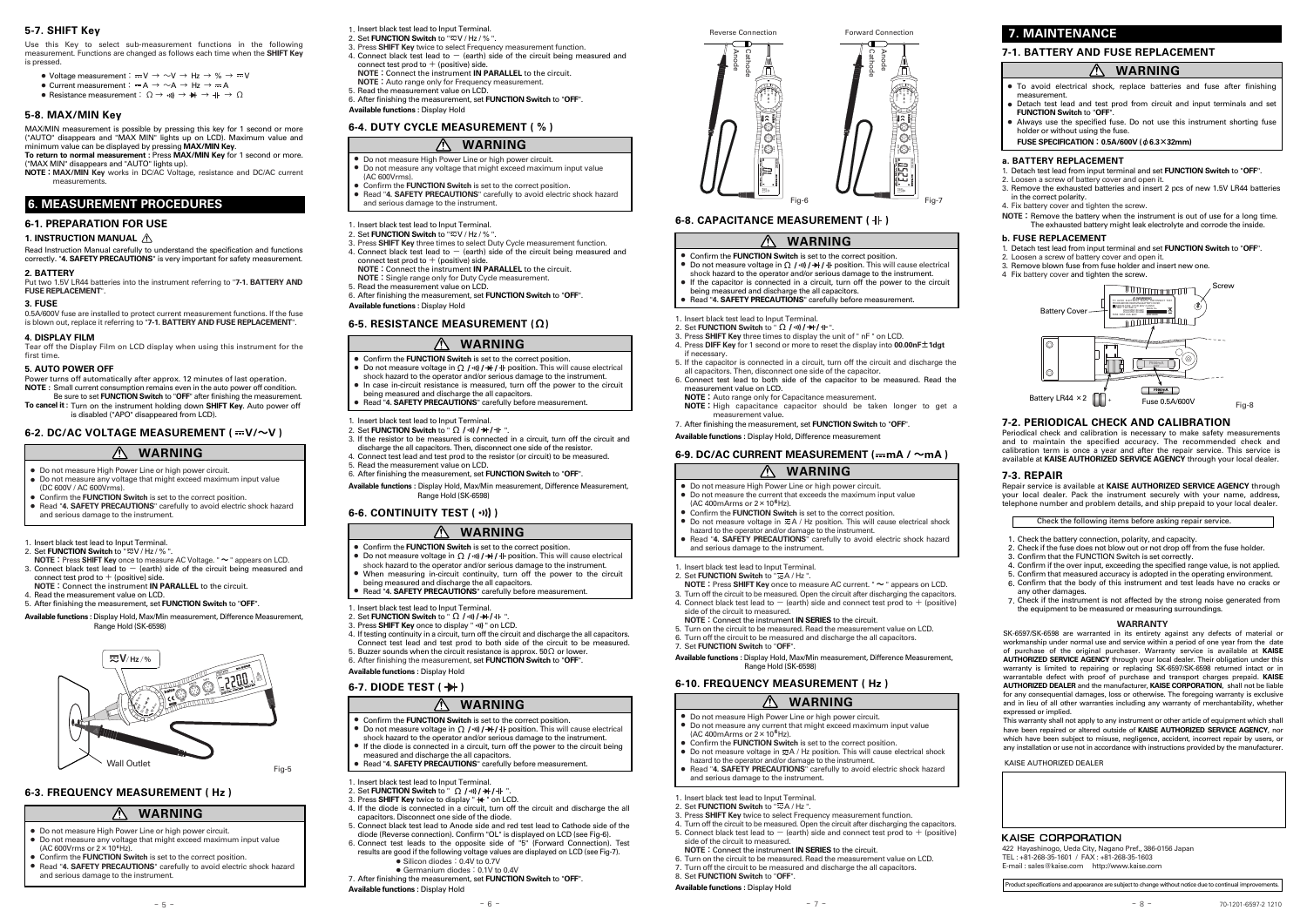## 5-7. SHIFT Key

Use this Key to select sub-measurement functions in the following measurement. Functions are changed as follows each time when the **SHIFT Key** is pressed.

- Voltage measurement：⎓V → ～V → Hz → % → ⎓V
- Current measurement：⎓A → ～A → Hz → ⎓A
- Resistance measurement：Ω → ·))) → ⊳| → ⊣⊢ → Ω

## 5-8. MAX/MIN Key

MAX/MIN measurement is possible by pressing this key for 1 second or more ("AUTO" disappears and "MAX MIN" lights up on LCD). Maximum value and minimum value can be displayed by pressing **MAX/MIN Key**.

**To return to normal measurement :** Press **MAX/MIN Key** for 1 second or more. ("MAX MIN" disappears and "AUTO" lights up).

**NOTE : MAX/MIN Key** works in DC/AC Voltage, resistance and DC/AC current measurements.

# 6. MEASUREMENT PROCEDURES

## 6-1. PREPARATION FOR USE

### 1. INSTRUCTION MANUAL ⚠

Read Instruction Manual carefully to understand the specification and functions correctly. "**4. SAFETY PRECAUTIONS**" is very important for safety measurement.

### 2. BATTERY

Put two 1.5V LR44 batteries into the instrument referring to "**7-1. BATTERY AND FUSE REPLACEMENT**".

### 3. FUSE

0.5A/600V fuse are installed to protect current measurement functions. If the fuse is blown out, replace it referring to "**7-1. BATTERY AND FUSE REPLACEMENT**".

### 4. DISPLAY FILM

Tear off the Display Film on LCD display when using this instrument for the first time.

### 5. AUTO POWER OFF

Power turns off automatically after approx. 12 minutes of last operation.

**NOTE :** Small current consumption remains even in the auto power off condition. Be sure to set **FUNCTION Switch** to "**OFF**" after finishing the measurement.

**To cancel it :** Turn on the instrument holding down **SHIFT Key**. Auto power off is disabled ("APO" disappeared from LCD).

## 6-2. DC/AC VOLTAGE MEASUREMENT ( ⎓V/～V )

**⚠ WARNING**

- Do not measure High Power Line or high power circuit.
- Do not measure any voltage that might exceed maximum input value (DC 600V / AC 600Vrms).
- Confirm the **FUNCTION Switch** is set to the correct position.
- Read "**4. SAFETY PRECAUTIONS**" carefully to avoid electric shock hazard and serious damage to the instrument.

1. Insert black test lead to Input Terminal.
2. Set **FUNCTION Switch** to "⎓V / Hz / %".
   **NOTE :** Press **SHIFT Key** once to measure AC Voltage. "～" appears on LCD.
3. Connect black test lead to − (earth) side of the circuit being measured and connect test prod to + (positive) side.
   **NOTE :** Connect the instrument **IN PARALLEL** to the circuit.
4. Read the measurement value on LCD.
5. After finishing the measurement, set **FUNCTION Switch** to "**OFF**".

**Available functions :** Display Hold, Max/Min measurement, Difference Measurement, Range Hold (SK-6598)

⎓V/ Hz / %

Wall Outlet

Fig-5

## 6-3. FREQUENCY MEASUREMENT ( Hz )

**⚠ WARNING**

- Do not measure High Power Line or high power circuit.
- Do not measure any voltage that might exceed maximum input value (AC 600Vrms or $2\times10^6$Hz).
- Confirm the **FUNCTION Switch** is set to the correct position.
- Read "**4. SAFETY PRECAUTIONS**" carefully to avoid electric shock hazard and serious damage to the instrument.

1. Insert black test lead to Input Terminal.
2. Set **FUNCTION Switch** to "⎓V / Hz / %".
3. Press **SHIFT Key** twice to select Frequency measurement function.
4. Connect black test lead to − (earth) side of the circuit being measured and connect test prod to + (positive) side.
   **NOTE :** Connect the instrument **IN PARALLEL** to the circuit.
   **NOTE :** Auto range only for Frequency measurement.
5. Read the measurement value on LCD.
6. After finishing the measurement, set **FUNCTION Switch** to "**OFF**".

**Available functions :** Display Hold

## 6-4. DUTY CYCLE MEASUREMENT ( % )

**⚠ WARNING**

- Do not measure High Power Line or high power circuit.
- Do not measure any voltage that might exceed maximum input value (AC 600Vrms).
- Confirm the **FUNCTION Switch** is set to the correct position.
- Read "**4. SAFETY PRECAUTIONS**" carefully to avoid electric shock hazard and serious damage to the instrument.

1. Insert black test lead to Input Terminal.
2. Set **FUNCTION Switch** to "⎓V / Hz / %".
3. Press **SHIFT Key** three times to select Duty Cycle measurement function.
4. Connect black test lead to − (earth) side of the circuit being measured and connect test prod to + (positive) side.
   **NOTE :** Connect the instrument **IN PARALLEL** to the circuit.
   **NOTE :** Single range only for Duty Cycle measurement.
5. Read the measurement value on LCD.
6. After finishing the measurement, set **FUNCTION Switch** to "**OFF**".

**Available functions :** Display Hold

## 6-5. RESISTANCE MEASUREMENT (Ω)

**⚠ WARNING**

- Confirm the **FUNCTION Switch** is set to the correct position.
- Do not measure voltage in Ω / ·))) / ⊳| / ⊣⊢ position. This will cause electrical shock hazard to the operator and/or serious damage to the instrument.
- In case in-circuit resistance is measured, turn off the power to the circuit being measured and discharge all the capacitors.
- Read "**4. SAFETY PRECAUTIONS**" carefully before measurement.

1. Insert black test lead to Input Terminal.
2. Set **FUNCTION Switch** to " Ω / ·))) / ⊳| / ⊣⊢ ".
3. If the resistor to be measured is connected in a circuit, turn off the circuit and discharge the all capacitors. Then, disconnect one side of the resistor.
4. Connect test lead and test prod to the resistor (or circuit) to be measured.
5. Read the measurement value on LCD.
6. After finishing the measurement, set **FUNCTION Switch** to "**OFF**".

**Available functions :** Display Hold, Max/Min measurement, Difference Measurement, Range Hold (SK-6598)

## 6-6. CONTINUITY TEST ( ·))) )

**⚠ WARNING**

- Confirm the **FUNCTION Switch** is set to the correct position.
- Do not measure voltage in Ω / ·))) / ⊳| / ⊣⊢ position. This will cause electrical shock hazard to the operator and/or serious damage to the instrument.
- When measuring in-circuit continuity, turn off the power to the circuit being measured and discharge all the capacitors.
- Read "**4. SAFETY PRECAUTIONS**" carefully before measurement.

1. Insert black test lead to Input Terminal.
2. Set **FUNCTION Switch** to " Ω / ·))) / ⊳| / ⊣⊢ ".
3. Press **SHIFT Key** once to display " ·))) " on LCD.
4. If testing continuity in a circuit, turn off the circuit and discharge all the capacitors. Connect test lead and test prod to both side of the circuit to be measured.
5. Buzzer sounds when the circuit resistance is approx. 50Ω or lower.
6. After finishing the measurement, set **FUNCTION Switch** to "**OFF**".

**Available functions :** Display Hold

## 6-7. DIODE TEST ( ⊳| )

**⚠ WARNING**

- Confirm the **FUNCTION Switch** is set to the correct position.
- Do not measure voltage in Ω / ·))) / ⊳| / ⊣⊢ position. This will cause electrical shock hazard to the operator and/or serious damage to the instrument.
- If the diode is connected in a circuit, turn off the power to the circuit being measured and discharge all the capacitors.
- Read "**4. SAFETY PRECAUTIONS**" carefully before measurement.

1. Insert black test lead to Input Terminal.
2. Set **FUNCTION Switch** to " Ω / ·))) / ⊳| / ⊣⊢ ".
3. Press **SHIFT Key** twice to display " ⊳| " on LCD.
4. If the diode is connected in a circuit, turn off the circuit and discharge the all capacitors. Disconnect one side of the diode.
5. Connect black test lead to Anode side and red test lead to Cathode side of the diode (Reverse connection). Confirm "OL" is displayed on LCD (see Fig-6).
6. Connect test leads to the opposite side of "5" (Forward Connection). Test results are good if the following voltage values are displayed on LCD (see Fig-7).
   - Silicon diodes：0.4V to 0.7V
   - Germanium diodes：0.1V to 0.4V
7. After finishing the measurement, set **FUNCTION Switch** to "**OFF**".

**Available functions :** Display Hold

Reverse Connection

Anode
Cathode

Fig-6

Forward Connection

Cathode
Anode

Fig-7

## 6-8. CAPACITANCE MEASUREMENT ( ⊣⊢ )

**⚠ WARNING**

- Confirm the **FUNCTION Switch** is set to the correct position.
- Do not measure voltage in Ω / ·))) / ⊳| / ⊣⊢ position. This will cause electrical shock hazard to the operator and/or serious damage to the instrument.
- If the capacitor is connected in a circuit, turn off the power to the circuit being measured and discharge all the capacitors.
- Read "**4. SAFETY PRECAUTIONS**" carefully before measurement.

1. Insert black test lead to Input Terminal.
2. Set **FUNCTION Switch** to " Ω / ·))) / ⊳| / ⊣⊢ ".
3. Press **SHIFT Key** three times to display the unit of " nF " on LCD.
4. Press **DIFF Key** for 1 second or more to reset the display into **00.00nF±1dgt** if necessary.
5. If the capacitor is connected in a circuit, turn off the circuit and discharge the all capacitors. Then, disconnect one side of the capacitor.
6. Connect test lead to both side of the capacitor to be measured. Read the measurement value on LCD.
   **NOTE :** Auto range only for Capacitance measurement.
   **NOTE :** High capacitance capacitor should be taken longer to get a measurement value.
7. After finishing the measurement, set **FUNCTION Switch** to "**OFF**".

**Available functions :** Display Hold, Difference measurement

## 6-9. DC/AC CURRENT MEASUREMENT (⎓mA / ～mA )

**⚠ WARNING**

- Do not measure High Power Line or high power circuit.
- Do not measure the current that exceeds the maximum input value (AC 400mArms or $2\times10^6$Hz).
- Confirm the **FUNCTION Switch** is set to the correct position.
- Do not measure voltage in ⎓A / Hz position. This will cause electrical shock hazard to the operator and/or serious damage to the instrument.
- Read "**4. SAFETY PRECAUTIONS**" carefully to avoid electric shock hazard and serious damage to the instrument.

1. Insert black test lead to Input Terminal.
2. Set **FUNCTION Switch** to "⎓A / Hz".
   **NOTE :** Press **SHIFT Key** once to measure AC current. "～" appears on LCD.
3. Turn off the circuit to be measured. Open the circuit after discharging the capacitors.
4. Connect black test lead to − (earth) side and connect test prod to + (positive) side of the circuit to be measured.
   **NOTE :** Connect the instrument **IN SERIES** to the circuit.
5. Turn on the circuit to be measured. Read the measurement value on LCD.
6. Turn off the circuit to be measured and discharge all the capacitors.
7. Set **FUNCTION Switch** to "**OFF**".

**Available functions :** Display Hold, Max/Min measurement, Difference measurement, Range Hold (SK-6598)

## 6-10. FREQUENCY MEASUREMENT ( Hz )

**⚠ WARNING**

- Do not measure High Power Line or high power circuit.
- Do not measure any current that might exceed maximum input value (AC 400mArms or $2\times10^6$Hz).
- Confirm the **FUNCTION Switch** is set to the correct position.
- Do not measure voltage in ⎓A / Hz position. This will cause electrical shock hazard to the operator and/or serious damage to the instrument.
- Read "**4. SAFETY PRECAUTIONS**" carefully to avoid electric shock hazard and serious damage to the instrument.

1. Insert black test lead to Input Terminal.
2. Set **FUNCTION Switch** to "⎓A / Hz".
3. Press **SHIFT Key** twice to select Frequency measurement function.
4. Turn off the circuit to be measured. Open the circuit after discharging the capacitors.
5. Connect black test lead to − (earth) side and connect test prod to + (positive) side of the circuit to be measured.
   **NOTE :** Connect the instrument **IN SERIES** to the circuit.
6. Turn on the circuit to be measured. Read the measurement value on LCD.
7. Turn off the circuit to be measured and discharge all the capacitors.
8. Set **FUNCTION Switch** to "**OFF**".

**Available functions :** Display Hold

# 7. MAINTENANCE

## 7-1. BATTERY AND FUSE REPLACEMENT

**⚠ WARNING**

- To avoid electrical shock, replace batteries and fuse after finishing measurement.
- Detach test lead and test prod from circuit and input terminals and set **FUNCTION Switch** to "**OFF**".
- Always use the specified fuse. Do not use this instrument shorting fuse holder or without using the fuse.

**FUSE SPECIFICATION : 0.5A/600V (φ6.3×32mm)**

### a. BATTERY REPLACEMENT

1. Detach test lead from input terminal and set **FUNCTION Switch** to "**OFF**".
2. Loosen a screw of battery cover and open it.
3. Remove the exhausted batteries and insert 2 pcs of new 1.5V LR44 batteries in the correct polarity.
4. Fix battery cover and tighten the screw.

**NOTE :** Remove the battery when the instrument is out of use for a long time. The exhausted battery might leak electrolyte and corrode the inside.

### b. FUSE REPLACEMENT

1. Detach test lead from input terminal and set **FUNCTION Switch** to "**OFF**".
2. Loosen a screw of battery cover and open it.
3. Remove blown fuse from fuse holder and insert new one.
4. Fix battery cover and tighten the screw.

Screw

Battery Cover

Battery LR44 × 2

Fuse 0.5A/600V

Fig-8

## 7-2. PERIODICAL CHECK AND CALIBRATION

Periodical check and calibration is necessary to make safety measurements and to maintain the specified accuracy. The recommended check and calibration term is once a year and after the repair service. This service is available at **KAISE AUTHORIZED SERVICE AGENCY** through your local dealer.

## 7-3. REPAIR

Repair service is available at **KAISE AUTHORIZED SERVICE AGENCY** through your local dealer. Pack the instrument securely with your name, address, telephone number and problem details, and ship prepaid to your local dealer.

Check the following items before asking repair service.

1. Check the battery connection, polarity, and capacity.
2. Check if the fuse does not blow out or not drop off from the fuse holder.
3. Confirm that the FUNCTION Switch is set correctly.
4. Confirm if the over input, exceeding the specified range value, is not applied.
5. Confirm that measured accuracy is adopted in the operating environment.
6. Confirm that the body of this instrument and test leads have no cracks or any other damages.
7. Check if the instrument is not affected by the strong noise generated from the equipment to be measured or measuring surroundings.

**WARRANTY**

SK-6597/SK-6598 are warranted in its entirety against any defects of material or workmanship under normal use and service within a period of one year from the date of purchase of the original purchaser. Warranty service is available at **KAISE AUTHORIZED SERVICE AGENCY** through your local dealer. Their obligation under this warranty is limited to repairing or replacing SK-6597/SK-6598 returned intact or in warrantable defect with proof of purchase and transport charges prepaid. **KAISE AUTHORIZED DEALER** and the manufacturer, **KAISE CORPORATION**, shall not be liable for any consequential damages, loss or otherwise. The foregoing warranty is exclusive and in lieu of all other warranties including any warranty of merchantability, whether expressed or implied.

This warranty shall not apply to any instrument or other article of equipment which shall have been repaired or altered outside of **KAISE AUTHORIZED SERVICE AGENCY**, nor which have been subject to misuse, negligence, accident, incorrect repair by users, or any installation or use not in accordance with instructions provided by the manufacturer.

KAISE AUTHORIZED DEALER

**KAISE CORPORATION**

422 Hayashinogo, Ueda City, Nagano Pref., 386-0156 Japan
TEL : +81-268-35-1601 / FAX : +81-268-35-1603
E-mail : sales@kaise.com http://www.kaise.com

Product specifications and appearance are subject to change without notice due to continual improvements.

70-1201-6597-2 1210